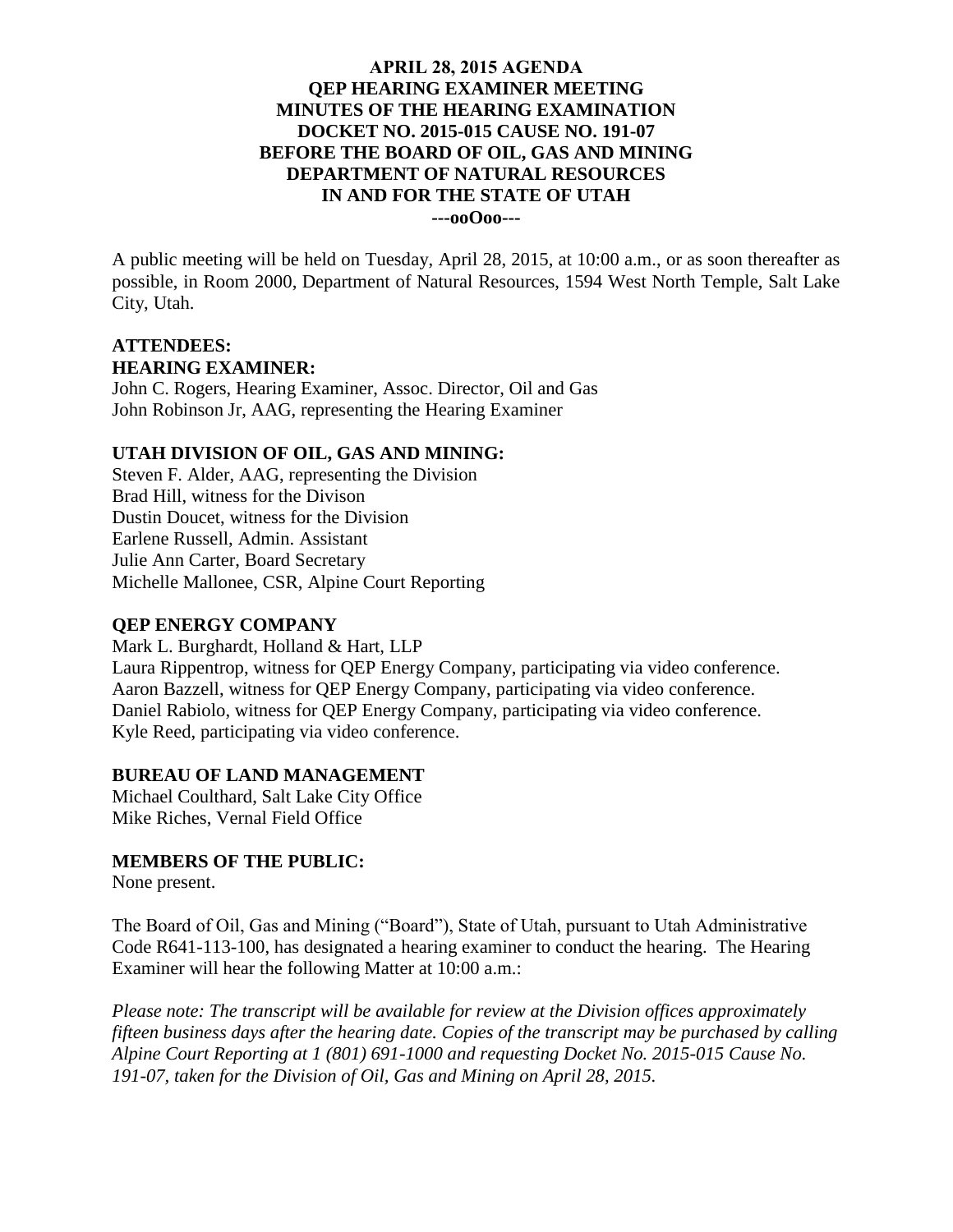# APRIL 28, 2015 AGENDA
# QEP HEARING EXAMINER MEETING
# MINUTES OF THE HEARING EXAMINATION
# DOCKET NO. 2015-015 CAUSE NO. 191-07
# BEFORE THE BOARD OF OIL, GAS AND MINING
# DEPARTMENT OF NATURAL RESOURCES
# IN AND FOR THE STATE OF UTAH

---ooOoo---

A public meeting will be held on Tuesday, April 28, 2015, at 10:00 a.m., or as soon thereafter as possible, in Room 2000, Department of Natural Resources, 1594 West North Temple, Salt Lake City, Utah.

**ATTENDEES:**

**HEARING EXAMINER:**

John C. Rogers, Hearing Examiner, Assoc. Director, Oil and Gas
John Robinson Jr, AAG, representing the Hearing Examiner

**UTAH DIVISION OF OIL, GAS AND MINING:**

Steven F. Alder, AAG, representing the Division
Brad Hill, witness for the Divison
Dustin Doucet, witness for the Division
Earlene Russell, Admin. Assistant
Julie Ann Carter, Board Secretary
Michelle Mallonee, CSR, Alpine Court Reporting

**QEP ENERGY COMPANY**

Mark L. Burghardt, Holland & Hart, LLP
Laura Rippentrop, witness for QEP Energy Company, participating via video conference.
Aaron Bazzell, witness for QEP Energy Company, participating via video conference.
Daniel Rabiolo, witness for QEP Energy Company, participating via video conference.
Kyle Reed, participating via video conference.

**BUREAU OF LAND MANAGEMENT**

Michael Coulthard, Salt Lake City Office
Mike Riches, Vernal Field Office

**MEMBERS OF THE PUBLIC:**

None present.

The Board of Oil, Gas and Mining ("Board"), State of Utah, pursuant to Utah Administrative Code R641-113-100, has designated a hearing examiner to conduct the hearing. The Hearing Examiner will hear the following Matter at 10:00 a.m.:

*Please note: The transcript will be available for review at the Division offices approximately fifteen business days after the hearing date. Copies of the transcript may be purchased by calling Alpine Court Reporting at 1 (801) 691-1000 and requesting Docket No. 2015-015 Cause No. 191-07, taken for the Division of Oil, Gas and Mining on April 28, 2015.*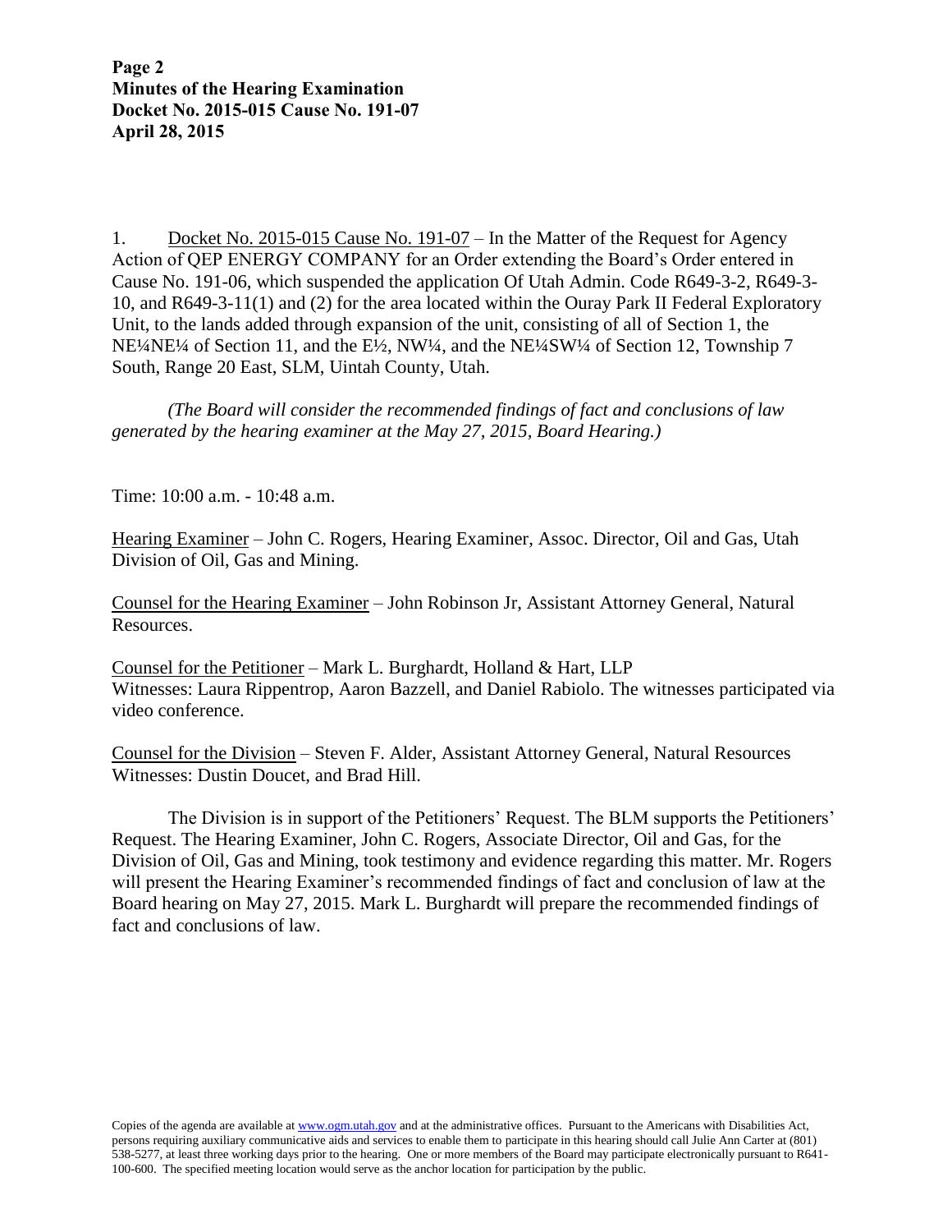1. <u>Docket No. 2015-015 Cause No. 191-07</u> – In the Matter of the Request for Agency Action of QEP ENERGY COMPANY for an Order extending the Board's Order entered in Cause No. 191-06, which suspended the application Of Utah Admin. Code R649-3-2, R649-3-10, and R649-3-11(1) and (2) for the area located within the Ouray Park II Federal Exploratory Unit, to the lands added through expansion of the unit, consisting of all of Section 1, the NE¼NE¼ of Section 11, and the E½, NW¼, and the NE¼SW¼ of Section 12, Township 7 South, Range 20 East, SLM, Uintah County, Utah.

*(The Board will consider the recommended findings of fact and conclusions of law generated by the hearing examiner at the May 27, 2015, Board Hearing.)*

Time: 10:00 a.m. - 10:48 a.m.

<u>Hearing Examiner</u> – John C. Rogers, Hearing Examiner, Assoc. Director, Oil and Gas, Utah Division of Oil, Gas and Mining.

<u>Counsel for the Hearing Examiner</u> – John Robinson Jr, Assistant Attorney General, Natural Resources.

<u>Counsel for the Petitioner</u> – Mark L. Burghardt, Holland & Hart, LLP
Witnesses: Laura Rippentrop, Aaron Bazzell, and Daniel Rabiolo. The witnesses participated via video conference.

<u>Counsel for the Division</u> – Steven F. Alder, Assistant Attorney General, Natural Resources
Witnesses: Dustin Doucet, and Brad Hill.

The Division is in support of the Petitioners' Request. The BLM supports the Petitioners' Request. The Hearing Examiner, John C. Rogers, Associate Director, Oil and Gas, for the Division of Oil, Gas and Mining, took testimony and evidence regarding this matter. Mr. Rogers will present the Hearing Examiner's recommended findings of fact and conclusion of law at the Board hearing on May 27, 2015. Mark L. Burghardt will prepare the recommended findings of fact and conclusions of law.

Copies of the agenda are available at www.ogm.utah.gov and at the administrative offices. Pursuant to the Americans with Disabilities Act, persons requiring auxiliary communicative aids and services to enable them to participate in this hearing should call Julie Ann Carter at (801) 538-5277, at least three working days prior to the hearing. One or more members of the Board may participate electronically pursuant to R641-100-600. The specified meeting location would serve as the anchor location for participation by the public.